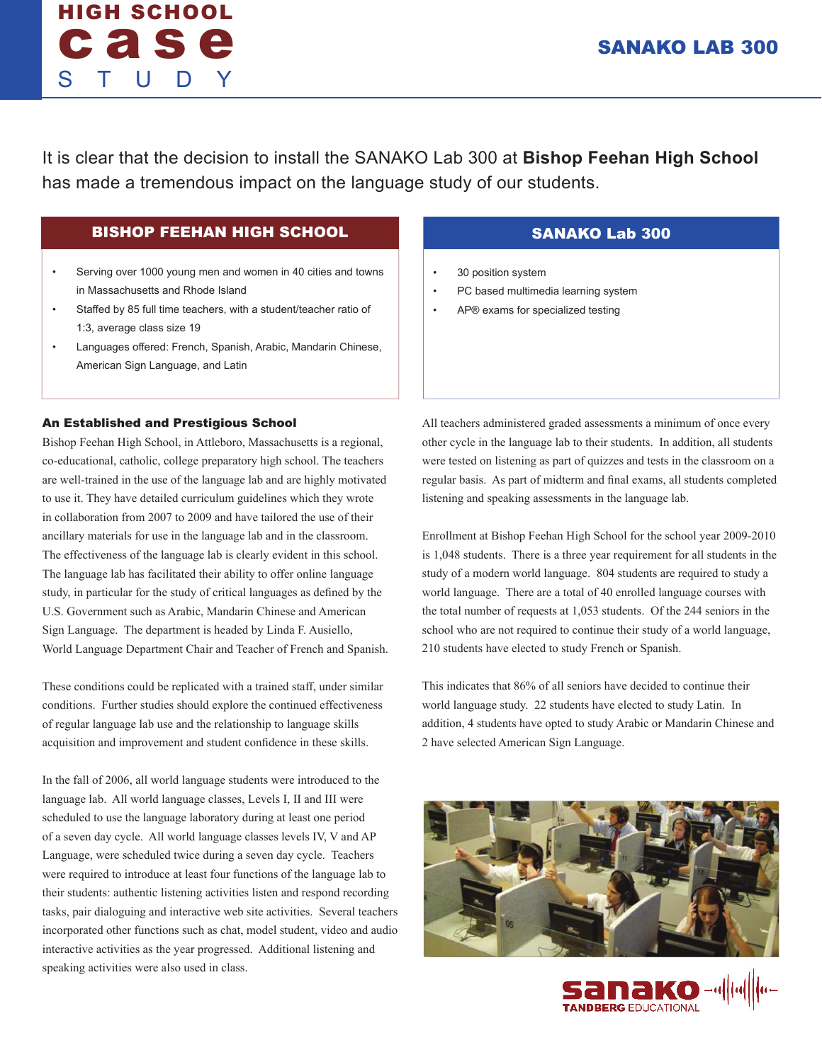# HIGH SCHOOL case STUDY

## SANAKO LAB 300

It is clear that the decision to install the SANAKO Lab 300 at **Bishop Feehan High School** has made a tremendous impact on the language study of our students.

### BISHOP FEEHAN HIGH SCHOOL

- Serving over 1000 young men and women in 40 cities and towns in Massachusetts and Rhode Island
- Staffed by 85 full time teachers, with a student/teacher ratio of 1:3, average class size 19
- Languages offered: French, Spanish, Arabic, Mandarin Chinese, American Sign Language, and Latin

### SANAKO Lab 300

- 30 position system
- PC based multimedia learning system
- AP® exams for specialized testing

### An Established and Prestigious School

Bishop Feehan High School, in Attleboro, Massachusetts is a regional, co-educational, catholic, college preparatory high school. The teachers are well-trained in the use of the language lab and are highly motivated to use it. They have detailed curriculum guidelines which they wrote in collaboration from 2007 to 2009 and have tailored the use of their ancillary materials for use in the language lab and in the classroom. The effectiveness of the language lab is clearly evident in this school. The language lab has facilitated their ability to offer online language study, in particular for the study of critical languages as defined by the U.S. Government such as Arabic, Mandarin Chinese and American Sign Language. The department is headed by Linda F. Ausiello, World Language Department Chair and Teacher of French and Spanish.

These conditions could be replicated with a trained staff, under similar conditions. Further studies should explore the continued effectiveness of regular language lab use and the relationship to language skills acquisition and improvement and student confidence in these skills.

In the fall of 2006, all world language students were introduced to the language lab. All world language classes, Levels I, II and III were scheduled to use the language laboratory during at least one period of a seven day cycle. All world language classes levels IV, V and AP Language, were scheduled twice during a seven day cycle. Teachers were required to introduce at least four functions of the language lab to their students: authentic listening activities listen and respond recording tasks, pair dialoguing and interactive web site activities. Several teachers incorporated other functions such as chat, model student, video and audio interactive activities as the year progressed. Additional listening and speaking activities were also used in class.

All teachers administered graded assessments a minimum of once every other cycle in the language lab to their students. In addition, all students were tested on listening as part of quizzes and tests in the classroom on a regular basis. As part of midterm and final exams, all students completed listening and speaking assessments in the language lab.

Enrollment at Bishop Feehan High School for the school year 2009-2010 is 1,048 students. There is a three year requirement for all students in the study of a modern world language. 804 students are required to study a world language. There are a total of 40 enrolled language courses with the total number of requests at 1,053 students. Of the 244 seniors in the school who are not required to continue their study of a world language, 210 students have elected to study French or Spanish.

This indicates that 86% of all seniors have decided to continue their world language study. 22 students have elected to study Latin. In addition, 4 students have opted to study Arabic or Mandarin Chinese and 2 have selected American Sign Language.

sanako TANDBERG EDUCATIONAL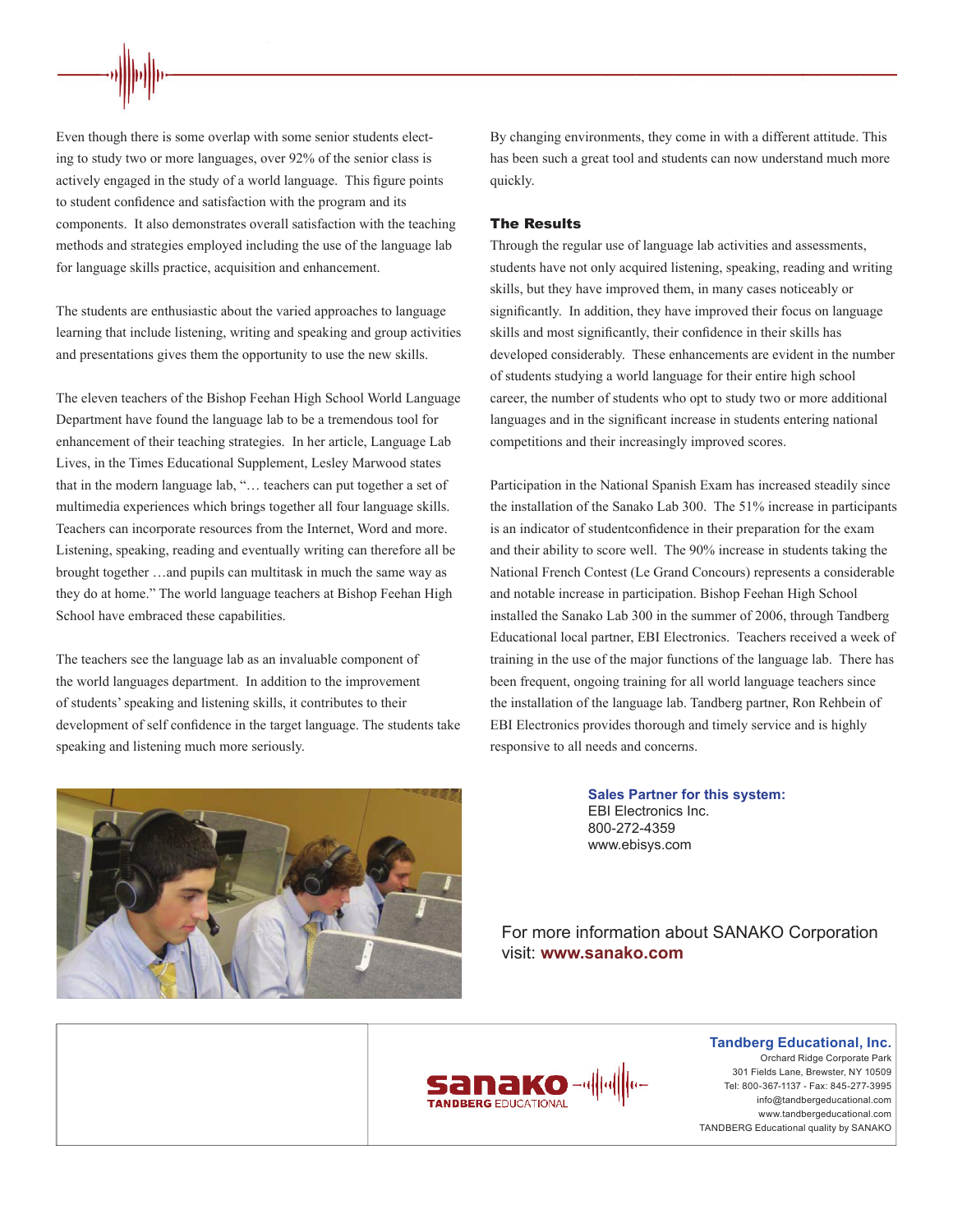Even though there is some overlap with some senior students electing to study two or more languages, over 92% of the senior class is actively engaged in the study of a world language. This figure points to student confidence and satisfaction with the program and its components. It also demonstrates overall satisfaction with the teaching methods and strategies employed including the use of the language lab for language skills practice, acquisition and enhancement.

The students are enthusiastic about the varied approaches to language learning that include listening, writing and speaking and group activities and presentations gives them the opportunity to use the new skills.

The eleven teachers of the Bishop Feehan High School World Language Department have found the language lab to be a tremendous tool for enhancement of their teaching strategies. In her article, Language Lab Lives, in the Times Educational Supplement, Lesley Marwood states that in the modern language lab, "… teachers can put together a set of multimedia experiences which brings together all four language skills. Teachers can incorporate resources from the Internet, Word and more. Listening, speaking, reading and eventually writing can therefore all be brought together …and pupils can multitask in much the same way as they do at home." The world language teachers at Bishop Feehan High School have embraced these capabilities.

The teachers see the language lab as an invaluable component of the world languages department. In addition to the improvement of students' speaking and listening skills, it contributes to their development of self confidence in the target language. The students take speaking and listening much more seriously.

By changing environments, they come in with a different attitude. This has been such a great tool and students can now understand much more quickly.

### The Results

Through the regular use of language lab activities and assessments, students have not only acquired listening, speaking, reading and writing skills, but they have improved them, in many cases noticeably or significantly. In addition, they have improved their focus on language skills and most significantly, their confidence in their skills has developed considerably. These enhancements are evident in the number of students studying a world language for their entire high school career, the number of students who opt to study two or more additional languages and in the significant increase in students entering national competitions and their increasingly improved scores.

Participation in the National Spanish Exam has increased steadily since the installation of the Sanako Lab 300. The 51% increase in participants is an indicator of studentconfidence in their preparation for the exam and their ability to score well. The 90% increase in students taking the National French Contest (Le Grand Concours) represents a considerable and notable increase in participation. Bishop Feehan High School installed the Sanako Lab 300 in the summer of 2006, through Tandberg Educational local partner, EBI Electronics. Teachers received a week of training in the use of the major functions of the language lab. There has been frequent, ongoing training for all world language teachers since the installation of the language lab. Tandberg partner, Ron Rehbein of EBI Electronics provides thorough and timely service and is highly responsive to all needs and concerns.

**Sales Partner for this system:**
EBI Electronics Inc.
800-272-4359
www.ebisys.com

For more information about SANAKO Corporation visit: **www.sanako.com**

sanako
TANDBERG EDUCATIONAL

**Tandberg Educational, Inc.**
Orchard Ridge Corporate Park
301 Fields Lane, Brewster, NY 10509
Tel: 800-367-1137 - Fax: 845-277-3995
info@tandbergeducational.com
www.tandbergeducational.com
TANDBERG Educational quality by SANAKO